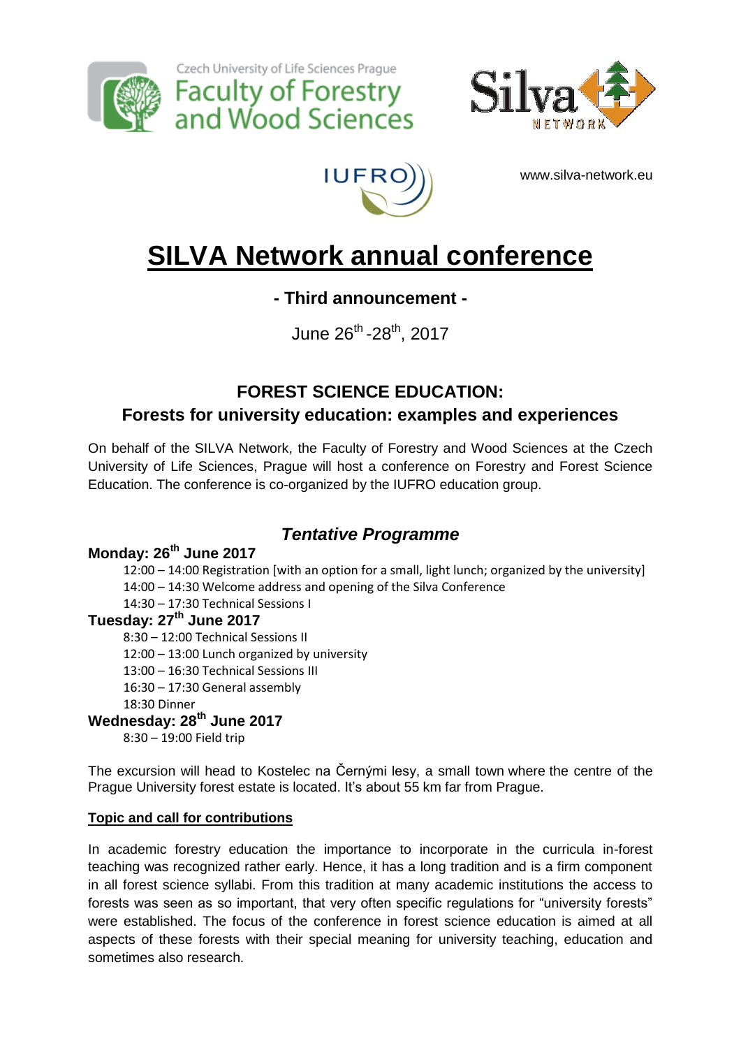Czech University of Life Sciences Prague
Faculty of Forestry and Wood Sciences

Silva NETWORK

IUFRO

www.silva-network.eu

# SILVA Network annual conference

### - Third announcement -

June 26th -28th, 2017

## FOREST SCIENCE EDUCATION:
## Forests for university education: examples and experiences

On behalf of the SILVA Network, the Faculty of Forestry and Wood Sciences at the Czech University of Life Sciences, Prague will host a conference on Forestry and Forest Science Education. The conference is co-organized by the IUFRO education group.

## *Tentative Programme*

**Monday: 26th June 2017**

12:00 – 14:00 Registration [with an option for a small, light lunch; organized by the university]
14:00 – 14:30 Welcome address and opening of the Silva Conference
14:30 – 17:30 Technical Sessions I

**Tuesday: 27th June 2017**

8:30 – 12:00 Technical Sessions II
12:00 – 13:00 Lunch organized by university
13:00 – 16:30 Technical Sessions III
16:30 – 17:30 General assembly
18:30 Dinner

**Wednesday: 28th June 2017**

8:30 – 19:00 Field trip

The excursion will head to Kostelec na Černými lesy, a small town where the centre of the Prague University forest estate is located. It's about 55 km far from Prague.

**Topic and call for contributions**

In academic forestry education the importance to incorporate in the curricula in-forest teaching was recognized rather early. Hence, it has a long tradition and is a firm component in all forest science syllabi. From this tradition at many academic institutions the access to forests was seen as so important, that very often specific regulations for "university forests" were established. The focus of the conference in forest science education is aimed at all aspects of these forests with their special meaning for university teaching, education and sometimes also research.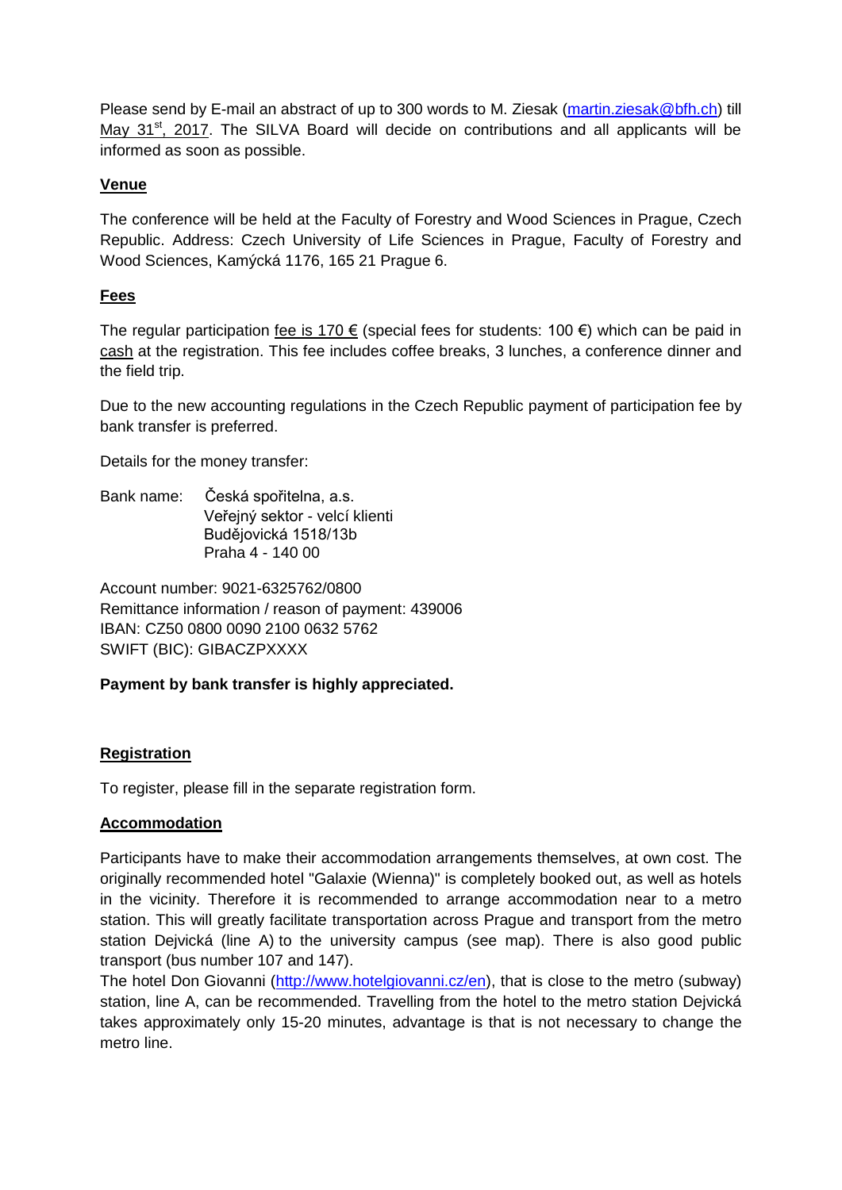Please send by E-mail an abstract of up to 300 words to M. Ziesak (martin.ziesak@bfh.ch) till May 31st, 2017. The SILVA Board will decide on contributions and all applicants will be informed as soon as possible.

## Venue

The conference will be held at the Faculty of Forestry and Wood Sciences in Prague, Czech Republic. Address: Czech University of Life Sciences in Prague, Faculty of Forestry and Wood Sciences, Kamýcká 1176, 165 21 Prague 6.

## Fees

The regular participation fee is 170 € (special fees for students: 100 €) which can be paid in cash at the registration. This fee includes coffee breaks, 3 lunches, a conference dinner and the field trip.

Due to the new accounting regulations in the Czech Republic payment of participation fee by bank transfer is preferred.

Details for the money transfer:

Bank name: Česká spořitelna, a.s.
Veřejný sektor - velcí klienti
Budějovická 1518/13b
Praha 4 - 140 00

Account number: 9021-6325762/0800
Remittance information / reason of payment: 439006
IBAN: CZ50 0800 0090 2100 0632 5762
SWIFT (BIC): GIBACZPXXXX

**Payment by bank transfer is highly appreciated.**

## Registration

To register, please fill in the separate registration form.

## Accommodation

Participants have to make their accommodation arrangements themselves, at own cost. The originally recommended hotel "Galaxie (Wienna)" is completely booked out, as well as hotels in the vicinity. Therefore it is recommended to arrange accommodation near to a metro station. This will greatly facilitate transportation across Prague and transport from the metro station Dejvická (line A) to the university campus (see map). There is also good public transport (bus number 107 and 147).
The hotel Don Giovanni (http://www.hotelgiovanni.cz/en), that is close to the metro (subway) station, line A, can be recommended. Travelling from the hotel to the metro station Dejvická takes approximately only 15-20 minutes, advantage is that is not necessary to change the metro line.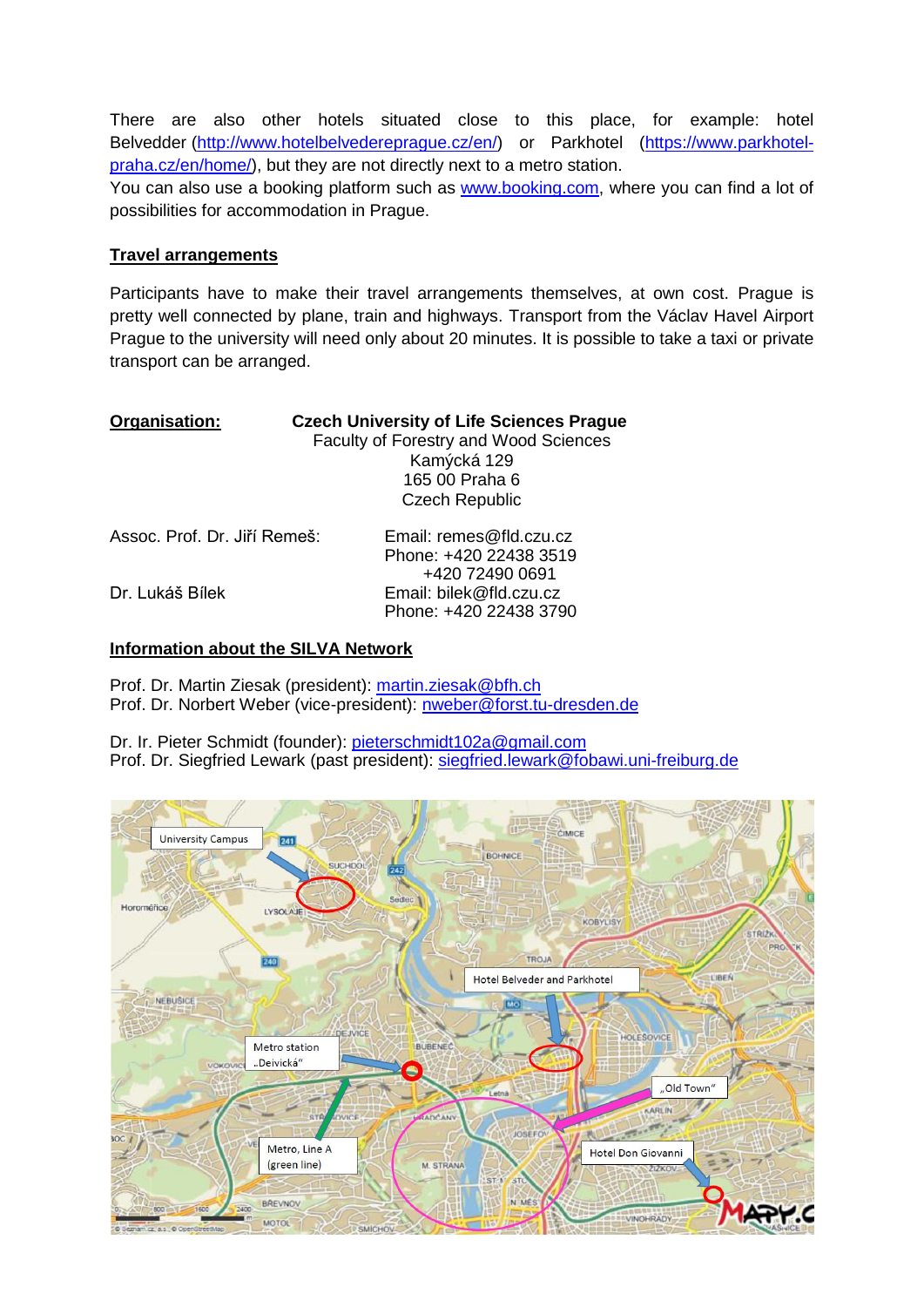There are also other hotels situated close to this place, for example: hotel Belvedder (http://www.hotelbelvedereprague.cz/en/) or Parkhotel (https://www.parkhotel-praha.cz/en/home/), but they are not directly next to a metro station.
You can also use a booking platform such as www.booking.com, where you can find a lot of possibilities for accommodation in Prague.

## Travel arrangements

Participants have to make their travel arrangements themselves, at own cost. Prague is pretty well connected by plane, train and highways. Transport from the Václav Havel Airport Prague to the university will need only about 20 minutes. It is possible to take a taxi or private transport can be arranged.

**Organisation:**

**Czech University of Life Sciences Prague**
Faculty of Forestry and Wood Sciences
Kamýcká 129
165 00 Praha 6
Czech Republic

| | |
|---|---|
| Assoc. Prof. Dr. Jiří Remeš: | Email: remes@fld.czu.cz<br>Phone: +420 22438 3519<br>+420 72490 0691 |
| Dr. Lukáš Bílek | Email: bilek@fld.czu.cz<br>Phone: +420 22438 3790 |

## Information about the SILVA Network

Prof. Dr. Martin Ziesak (president): martin.ziesak@bfh.ch
Prof. Dr. Norbert Weber (vice-president): nweber@forst.tu-dresden.de

Dr. Ir. Pieter Schmidt (founder): pieterschmidt102a@gmail.com
Prof. Dr. Siegfried Lewark (past president): siegfried.lewark@fobawi.uni-freiburg.de

University Campus
Hotel Belveder and Parkhotel
Metro station „Dejvická"
„Old Town"
Metro, Line A (green line)
Hotel Don Giovanni